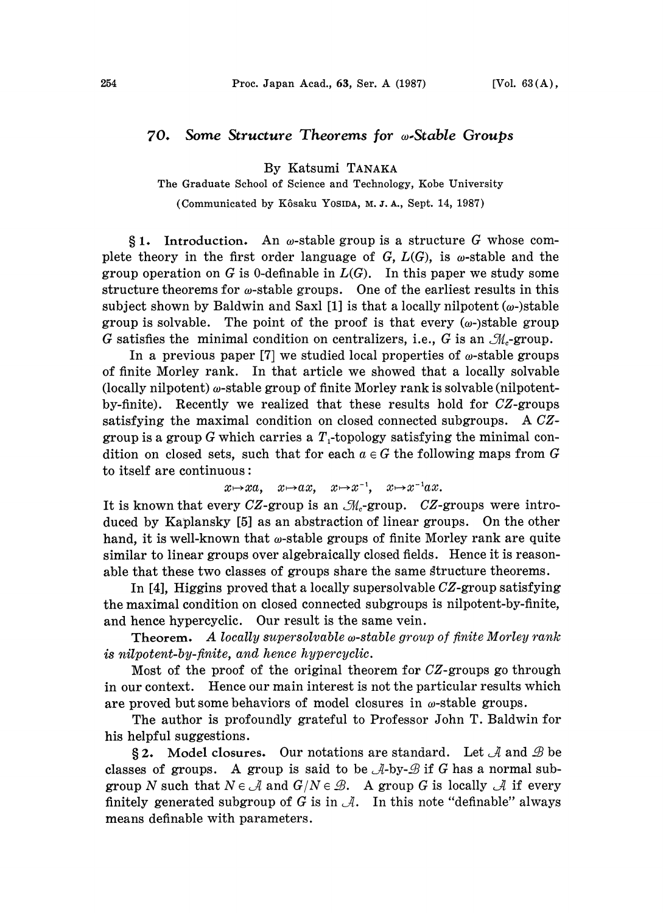# 70. *Some Structure Theorems for $\omega$-Stable Groups*

By Katsumi TANAKA

The Graduate School of Science and Technology, Kobe University

(Communicated by Kôsaku YOSIDA, M. J. A., Sept. 14, 1987)

**§ 1. Introduction.** An $\omega$-stable group is a structure $G$ whose complete theory in the first order language of $G$, $L(G)$, is $\omega$-stable and the group operation on $G$ is 0-definable in $L(G)$. In this paper we study some structure theorems for $\omega$-stable groups. One of the earliest results in this subject shown by Baldwin and Saxl [1] is that a locally nilpotent ($\omega$-)stable group is solvable. The point of the proof is that every ($\omega$-)stable group $G$ satisfies the minimal condition on centralizers, i.e., $G$ is an $\mathcal{M}_c$-group.

In a previous paper [7] we studied local properties of $\omega$-stable groups of finite Morley rank. In that article we showed that a locally solvable (locally nilpotent) $\omega$-stable group of finite Morley rank is solvable (nilpotent-by-finite). Recently we realized that these results hold for $CZ$-groups satisfying the maximal condition on closed connected subgroups. A $CZ$-group is a group $G$ which carries a $T_1$-topology satisfying the minimal condition on closed sets, such that for each $a \in G$ the following maps from $G$ to itself are continuous:

$$x \mapsto xa, \quad x \mapsto ax, \quad x \mapsto x^{-1}, \quad x \mapsto x^{-1}ax.$$

It is known that every $CZ$-group is an $\mathcal{M}_c$-group. $CZ$-groups were introduced by Kaplansky [5] as an abstraction of linear groups. On the other hand, it is well-known that $\omega$-stable groups of finite Morley rank are quite similar to linear groups over algebraically closed fields. Hence it is reasonable that these two classes of groups share the same structure theorems.

In [4], Higgins proved that a locally supersolvable $CZ$-group satisfying the maximal condition on closed connected subgroups is nilpotent-by-finite, and hence hypercyclic. Our result is the same vein.

**Theorem.** *A locally supersolvable $\omega$-stable group of finite Morley rank is nilpotent-by-finite, and hence hypercyclic.*

Most of the proof of the original theorem for $CZ$-groups go through in our context. Hence our main interest is not the particular results which are proved but some behaviors of model closures in $\omega$-stable groups.

The author is profoundly grateful to Professor John T. Baldwin for his helpful suggestions.

**§ 2. Model closures.** Our notations are standard. Let $\mathcal{A}$ and $\mathcal{B}$ be classes of groups. A group is said to be $\mathcal{A}$-by-$\mathcal{B}$ if $G$ has a normal subgroup $N$ such that $N \in \mathcal{A}$ and $G/N \in \mathcal{B}$. A group $G$ is locally $\mathcal{A}$ if every finitely generated subgroup of $G$ is in $\mathcal{A}$. In this note "definable" always means definable with parameters.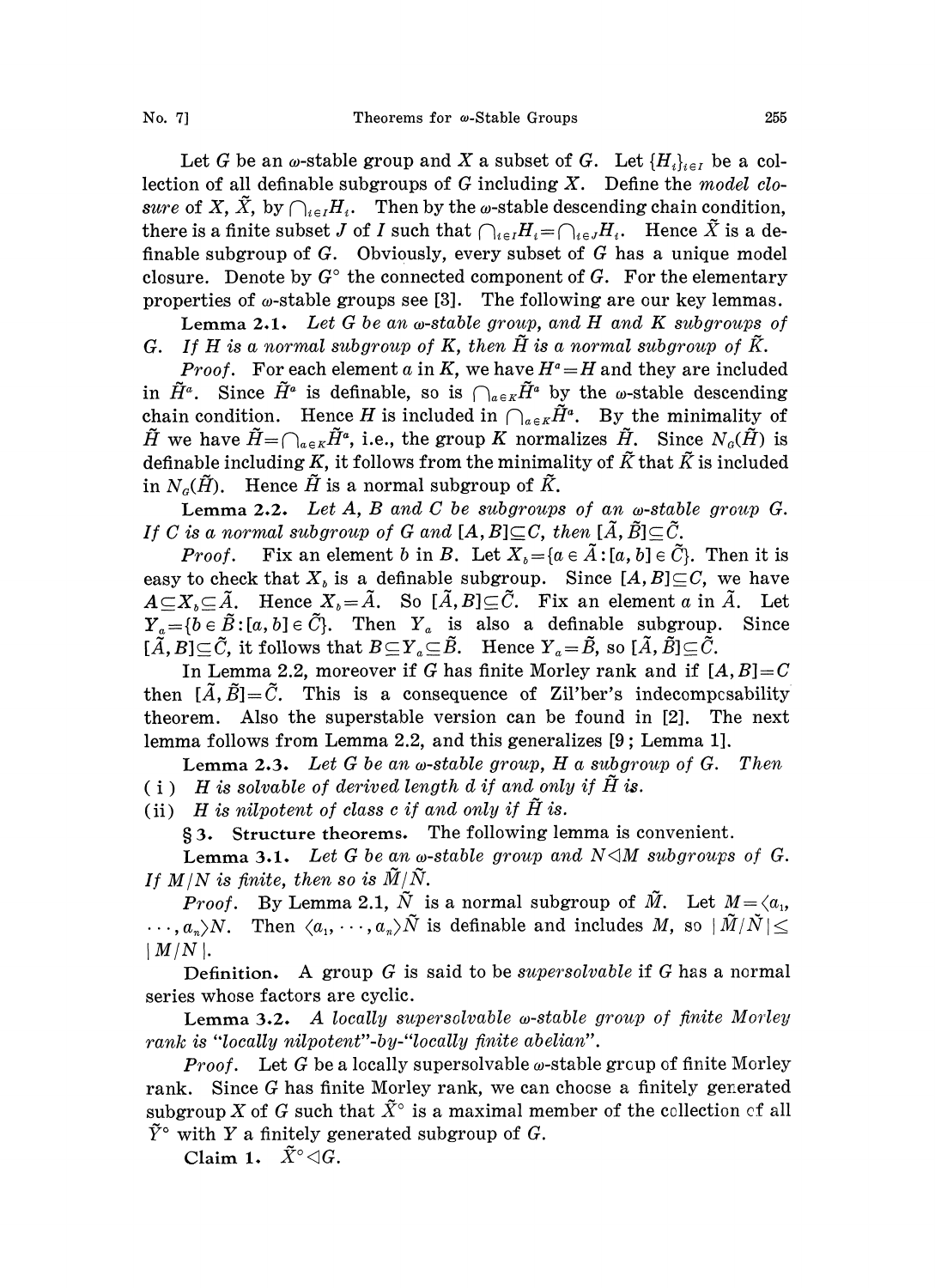Let $G$ be an $\omega$-stable group and $X$ a subset of $G$. Let $\{H_i\}_{i\in I}$ be a collection of all definable subgroups of $G$ including $X$. Define the *model closure* of $X$, $\tilde{X}$, by $\bigcap_{i\in I}H_i$. Then by the $\omega$-stable descending chain condition, there is a finite subset $J$ of $I$ such that $\bigcap_{i\in I}H_i=\bigcap_{i\in J}H_i$. Hence $\tilde{X}$ is a definable subgroup of $G$. Obviously, every subset of $G$ has a unique model closure. Denote by $G^\circ$ the connected component of $G$. For the elementary properties of $\omega$-stable groups see [3]. The following are our key lemmas.

**Lemma 2.1.** *Let $G$ be an $\omega$-stable group, and $H$ and $K$ subgroups of $G$. If $H$ is a normal subgroup of $K$, then $\tilde{H}$ is a normal subgroup of $\tilde{K}$.*

*Proof.* For each element $a$ in $K$, we have $H^a=H$ and they are included in $\tilde{H}^a$. Since $\tilde{H}^a$ is definable, so is $\bigcap_{a\in K}\tilde{H}^a$ by the $\omega$-stable descending chain condition. Hence $H$ is included in $\bigcap_{a\in K}\tilde{H}^a$. By the minimality of $\tilde{H}$ we have $\tilde{H}=\bigcap_{a\in K}\tilde{H}^a$, i.e., the group $K$ normalizes $\tilde{H}$. Since $N_G(\tilde{H})$ is definable including $K$, it follows from the minimality of $\tilde{K}$ that $\tilde{K}$ is included in $N_G(\tilde{H})$. Hence $\tilde{H}$ is a normal subgroup of $\tilde{K}$.

**Lemma 2.2.** *Let $A$, $B$ and $C$ be subgroups of an $\omega$-stable group $G$. If $C$ is a normal subgroup of $G$ and $[A,B]\subseteq C$, then $[\tilde{A},\tilde{B}]\subseteq\tilde{C}$.*

*Proof.* Fix an element $b$ in $B$. Let $X_b=\{a\in\tilde{A}:[a,b]\in\tilde{C}\}$. Then it is easy to check that $X_b$ is a definable subgroup. Since $[A,B]\subseteq C$, we have $A\subseteq X_b\subseteq\tilde{A}$. Hence $X_b=\tilde{A}$. So $[\tilde{A},B]\subseteq\tilde{C}$. Fix an element $a$ in $\tilde{A}$. Let $Y_a=\{b\in\tilde{B}:[a,b]\in\tilde{C}\}$. Then $Y_a$ is also a definable subgroup. Since $[\tilde{A},B]\subseteq\tilde{C}$, it follows that $B\subseteq Y_a\subseteq\tilde{B}$. Hence $Y_a=\tilde{B}$, so $[\tilde{A},\tilde{B}]\subseteq\tilde{C}$.

In Lemma 2.2, moreover if $G$ has finite Morley rank and if $[A,B]=C$ then $[\tilde{A},\tilde{B}]=\tilde{C}$. This is a consequence of Zil'ber's indecomposability theorem. Also the superstable version can be found in [2]. The next lemma follows from Lemma 2.2, and this generalizes [9; Lemma 1].

**Lemma 2.3.** *Let $G$ be an $\omega$-stable group, $H$ a subgroup of $G$. Then*

(i) *$H$ is solvable of derived length $d$ if and only if $\tilde{H}$ is.*

(ii) *$H$ is nilpotent of class $c$ if and only if $\tilde{H}$ is.*

## § 3. Structure theorems.

The following lemma is convenient.

**Lemma 3.1.** *Let $G$ be an $\omega$-stable group and $N\lhd M$ subgroups of $G$. If $M/N$ is finite, then so is $\tilde{M}/\tilde{N}$.*

*Proof.* By Lemma 2.1, $\tilde{N}$ is a normal subgroup of $\tilde{M}$. Let $M=\langle a_1,\cdots,a_n\rangle N$. Then $\langle a_1,\cdots,a_n\rangle\tilde{N}$ is definable and includes $M$, so $|\tilde{M}/\tilde{N}|\leq|M/N|$.

**Definition.** A group $G$ is said to be *supersolvable* if $G$ has a normal series whose factors are cyclic.

**Lemma 3.2.** *A locally supersolvable $\omega$-stable group of finite Morley rank is "locally nilpotent"-by-"locally finite abelian".*

*Proof.* Let $G$ be a locally supersolvable $\omega$-stable group of finite Morley rank. Since $G$ has finite Morley rank, we can choose a finitely generated subgroup $X$ of $G$ such that $\tilde{X}^\circ$ is a maximal member of the collection of all $\tilde{Y}^\circ$ with $Y$ a finitely generated subgroup of $G$.

**Claim 1.** $\tilde{X}^\circ\lhd G$.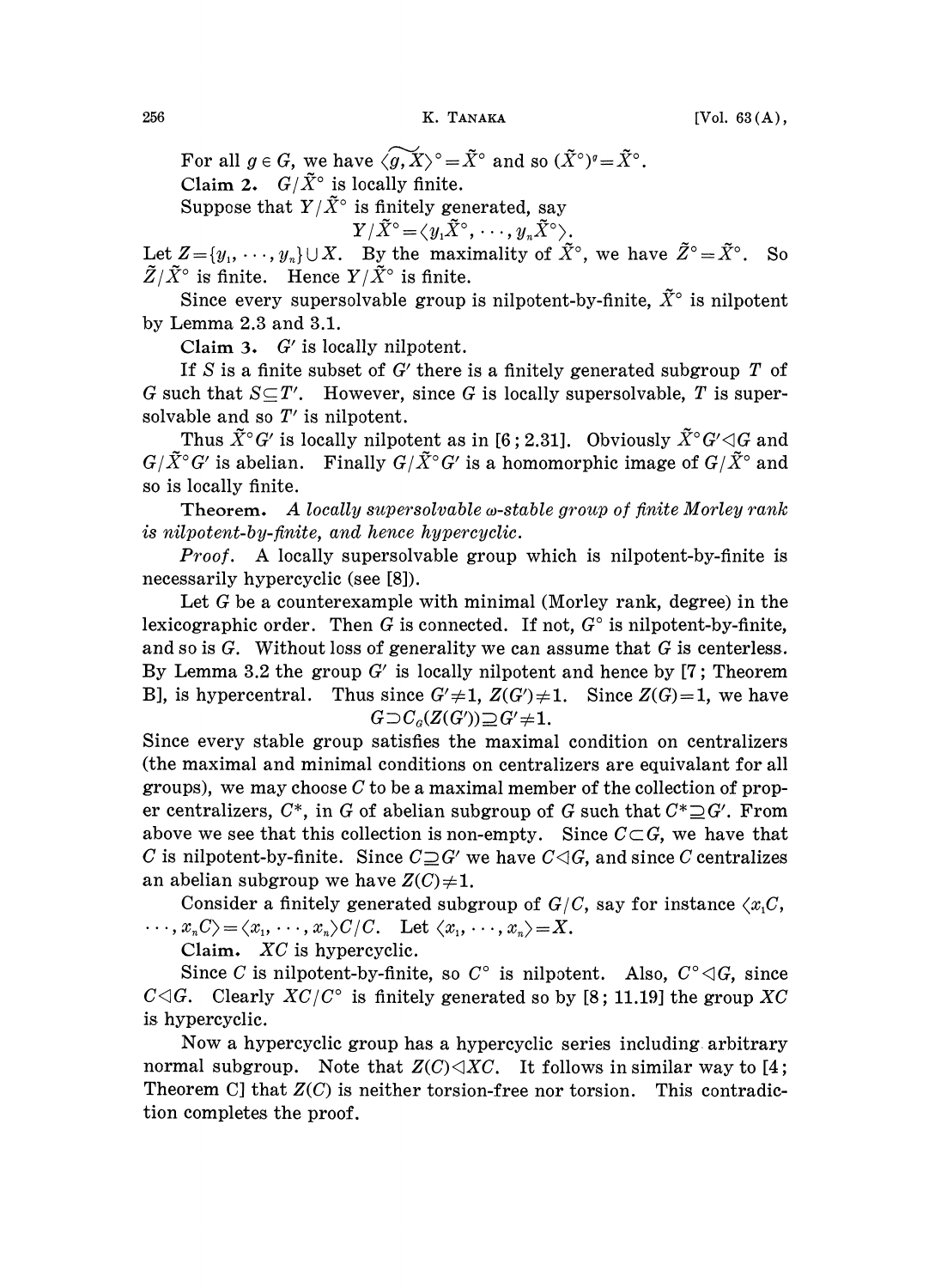For all $g \in G$, we have $\widetilde{\langle g, X \rangle}^\circ = \tilde{X}^\circ$ and so $(\tilde{X}^\circ)^g = \tilde{X}^\circ$.

**Claim 2.** $G/\tilde{X}^\circ$ is locally finite.

Suppose that $Y/\tilde{X}^\circ$ is finitely generated, say

$$Y/\tilde{X}^\circ = \langle y_1\tilde{X}^\circ, \cdots, y_n\tilde{X}^\circ \rangle.$$

Let $Z = \{y_1, \cdots, y_n\} \cup X$. By the maximality of $\tilde{X}^\circ$, we have $\tilde{Z}^\circ = \tilde{X}^\circ$. So $\tilde{Z}/\tilde{X}^\circ$ is finite. Hence $Y/\tilde{X}^\circ$ is finite.

Since every supersolvable group is nilpotent-by-finite, $\tilde{X}^\circ$ is nilpotent by Lemma 2.3 and 3.1.

**Claim 3.** $G'$ is locally nilpotent.

If $S$ is a finite subset of $G'$ there is a finitely generated subgroup $T$ of $G$ such that $S \subseteq T'$. However, since $G$ is locally supersolvable, $T$ is supersolvable and so $T'$ is nilpotent.

Thus $\tilde{X}^\circ G'$ is locally nilpotent as in [6; 2.31]. Obviously $\tilde{X}^\circ G' \lhd G$ and $G/\tilde{X}^\circ G'$ is abelian. Finally $G/\tilde{X}^\circ G'$ is a homomorphic image of $G/\tilde{X}^\circ$ and so is locally finite.

**Theorem.** *A locally supersolvable $\omega$-stable group of finite Morley rank is nilpotent-by-finite, and hence hypercyclic.*

*Proof.* A locally supersolvable group which is nilpotent-by-finite is necessarily hypercyclic (see [8]).

Let $G$ be a counterexample with minimal (Morley rank, degree) in the lexicographic order. Then $G$ is connected. If not, $G^\circ$ is nilpotent-by-finite, and so is $G$. Without loss of generality we can assume that $G$ is centerless. By Lemma 3.2 the group $G'$ is locally nilpotent and hence by [7; Theorem B], is hypercentral. Thus since $G' \neq 1$, $Z(G') \neq 1$. Since $Z(G) = 1$, we have

$$G \supset C_G(Z(G')) \supseteq G' \neq 1.$$

Since every stable group satisfies the maximal condition on centralizers (the maximal and minimal conditions on centralizers are equivalant for all groups), we may choose $C$ to be a maximal member of the collection of proper centralizers, $C^*$, in $G$ of abelian subgroup of $G$ such that $C^* \supseteq G'$. From above we see that this collection is non-empty. Since $C \subset G$, we have that $C$ is nilpotent-by-finite. Since $C \supseteq G'$ we have $C \lhd G$, and since $C$ centralizes an abelian subgroup we have $Z(C) \neq 1$.

Consider a finitely generated subgroup of $G/C$, say for instance $\langle x_1C, \cdots, x_nC \rangle = \langle x_1, \cdots, x_n \rangle C/C$. Let $\langle x_1, \cdots, x_n \rangle = X$.

**Claim.** $XC$ is hypercyclic.

Since $C$ is nilpotent-by-finite, so $C^\circ$ is nilpotent. Also, $C^\circ \lhd G$, since $C \lhd G$. Clearly $XC/C^\circ$ is finitely generated so by [8; 11.19] the group $XC$ is hypercyclic.

Now a hypercyclic group has a hypercyclic series including arbitrary normal subgroup. Note that $Z(C) \lhd XC$. It follows in similar way to [4; Theorem C] that $Z(C)$ is neither torsion-free nor torsion. This contradiction completes the proof.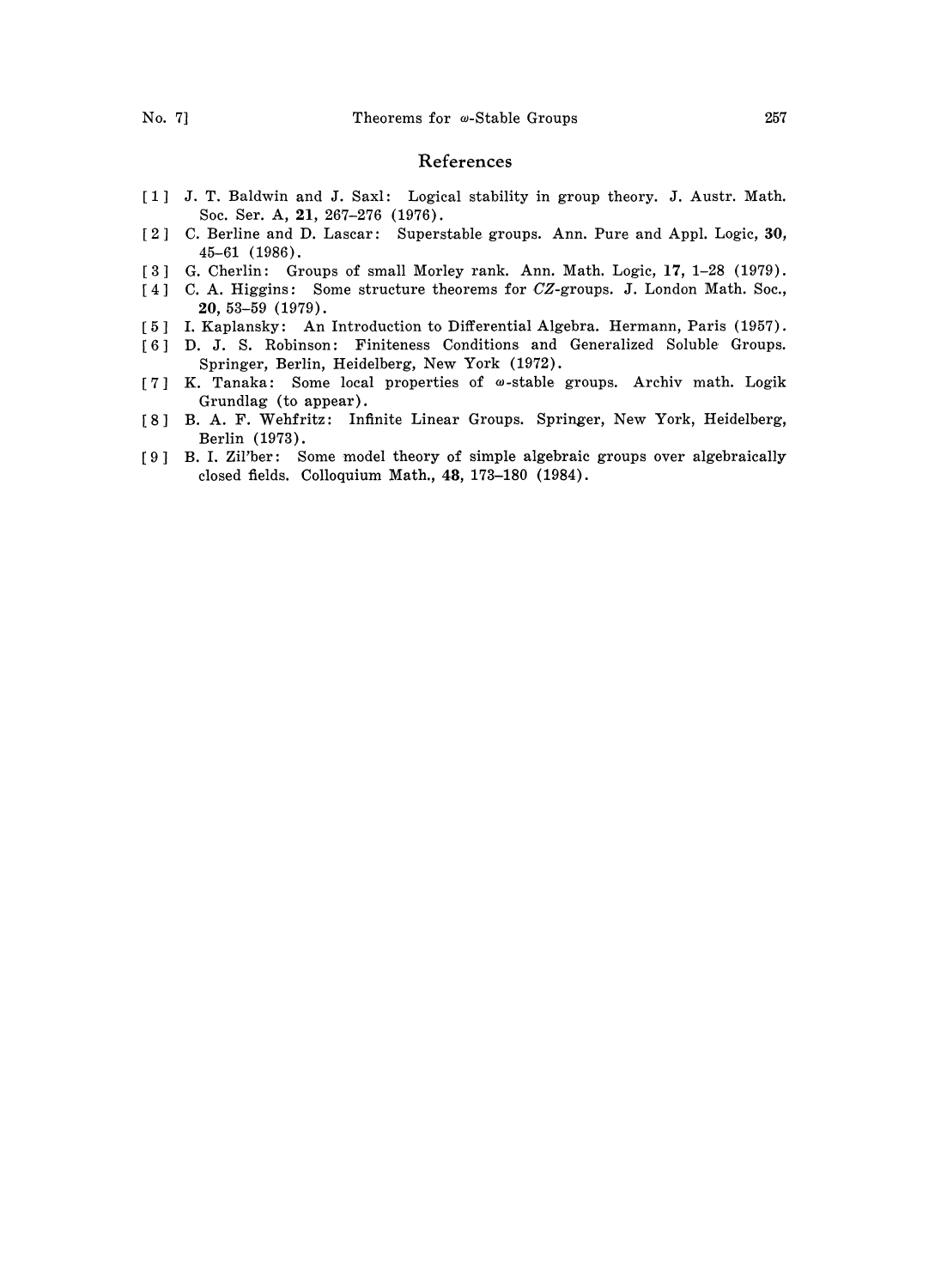## References

[1] J. T. Baldwin and J. Saxl: Logical stability in group theory. J. Austr. Math. Soc. Ser. A, **21**, 267–276 (1976).

[2] C. Berline and D. Lascar: Superstable groups. Ann. Pure and Appl. Logic, **30**, 45–61 (1986).

[3] G. Cherlin: Groups of small Morley rank. Ann. Math. Logic, **17**, 1–28 (1979).

[4] C. A. Higgins: Some structure theorems for *CZ*-groups. J. London Math. Soc., **20**, 53–59 (1979).

[5] I. Kaplansky: An Introduction to Differential Algebra. Hermann, Paris (1957).

[6] D. J. S. Robinson: Finiteness Conditions and Generalized Soluble Groups. Springer, Berlin, Heidelberg, New York (1972).

[7] K. Tanaka: Some local properties of $\omega$-stable groups. Archiv math. Logik Grundlag (to appear).

[8] B. A. F. Wehfritz: Infinite Linear Groups. Springer, New York, Heidelberg, Berlin (1973).

[9] B. I. Zil'ber: Some model theory of simple algebraic groups over algebraically closed fields. Colloquium Math., **48**, 173–180 (1984).